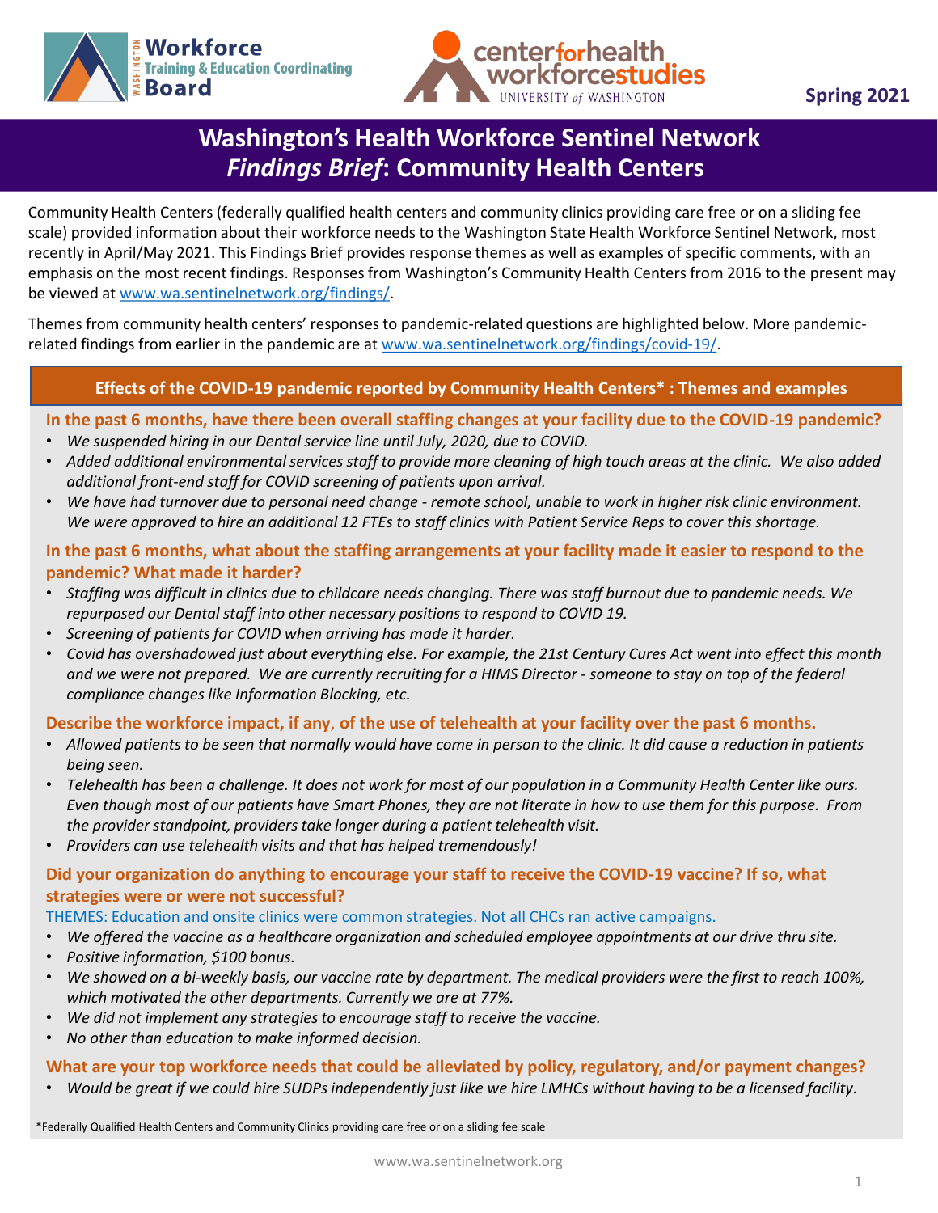Workforce Training & Education Coordinating Board

center for health workforce studies, UNIVERSITY of WASHINGTON

**Spring 2021**

# Washington's Health Workforce Sentinel Network *Findings Brief*: Community Health Centers

Community Health Centers (federally qualified health centers and community clinics providing care free or on a sliding fee scale) provided information about their workforce needs to the Washington State Health Workforce Sentinel Network, most recently in April/May 2021. This Findings Brief provides response themes as well as examples of specific comments, with an emphasis on the most recent findings. Responses from Washington's Community Health Centers from 2016 to the present may be viewed at www.wa.sentinelnetwork.org/findings/.

Themes from community health centers' responses to pandemic-related questions are highlighted below. More pandemic-related findings from earlier in the pandemic are at www.wa.sentinelnetwork.org/findings/covid-19/.

## Effects of the COVID-19 pandemic reported by Community Health Centers* : Themes and examples

### In the past 6 months, have there been overall staffing changes at your facility due to the COVID-19 pandemic?

- *We suspended hiring in our Dental service line until July, 2020, due to COVID.*
- *Added additional environmental services staff to provide more cleaning of high touch areas at the clinic. We also added additional front-end staff for COVID screening of patients upon arrival.*
- *We have had turnover due to personal need change - remote school, unable to work in higher risk clinic environment. We were approved to hire an additional 12 FTEs to staff clinics with Patient Service Reps to cover this shortage.*

### In the past 6 months, what about the staffing arrangements at your facility made it easier to respond to the pandemic? What made it harder?

- *Staffing was difficult in clinics due to childcare needs changing. There was staff burnout due to pandemic needs. We repurposed our Dental staff into other necessary positions to respond to COVID 19.*
- *Screening of patients for COVID when arriving has made it harder.*
- *Covid has overshadowed just about everything else. For example, the 21st Century Cures Act went into effect this month and we were not prepared. We are currently recruiting for a HIMS Director - someone to stay on top of the federal compliance changes like Information Blocking, etc.*

### Describe the workforce impact, if any, of the use of telehealth at your facility over the past 6 months.

- *Allowed patients to be seen that normally would have come in person to the clinic. It did cause a reduction in patients being seen.*
- *Telehealth has been a challenge. It does not work for most of our population in a Community Health Center like ours. Even though most of our patients have Smart Phones, they are not literate in how to use them for this purpose. From the provider standpoint, providers take longer during a patient telehealth visit.*
- *Providers can use telehealth visits and that has helped tremendously!*

### Did your organization do anything to encourage your staff to receive the COVID-19 vaccine? If so, what strategies were or were not successful?

THEMES: Education and onsite clinics were common strategies. Not all CHCs ran active campaigns.

- *We offered the vaccine as a healthcare organization and scheduled employee appointments at our drive thru site.*
- *Positive information, $100 bonus.*
- *We showed on a bi-weekly basis, our vaccine rate by department. The medical providers were the first to reach 100%, which motivated the other departments. Currently we are at 77%.*
- *We did not implement any strategies to encourage staff to receive the vaccine.*
- *No other than education to make informed decision.*

### What are your top workforce needs that could be alleviated by policy, regulatory, and/or payment changes?

- *Would be great if we could hire SUDPs independently just like we hire LMHCs without having to be a licensed facility.*

*Federally Qualified Health Centers and Community Clinics providing care free or on a sliding fee scale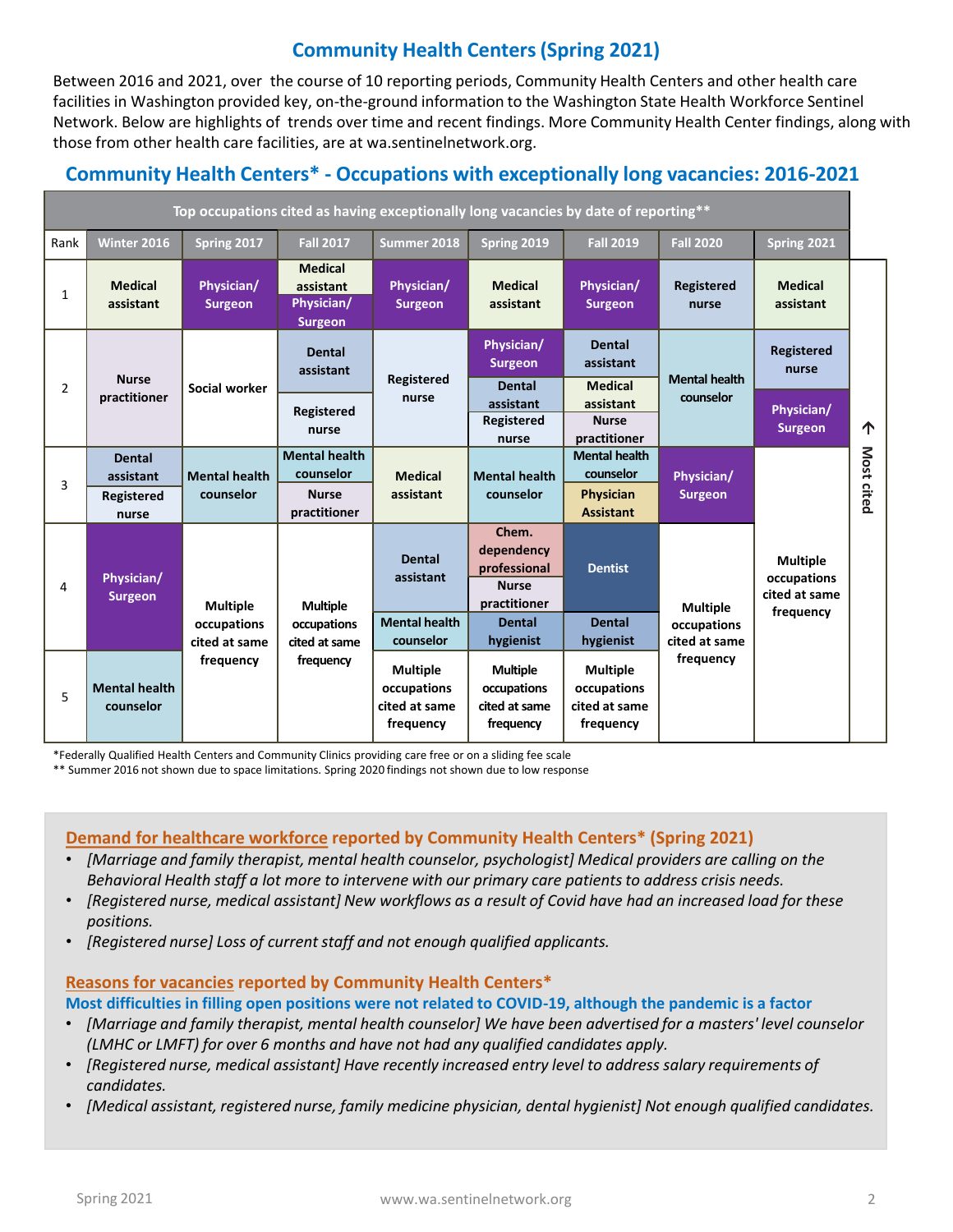# Community Health Centers (Spring 2021)

Between 2016 and 2021, over the course of 10 reporting periods, Community Health Centers and other health care facilities in Washington provided key, on-the-ground information to the Washington State Health Workforce Sentinel Network. Below are highlights of trends over time and recent findings. More Community Health Center findings, along with those from other health care facilities, are at wa.sentinelnetwork.org.

## Community Health Centers* - Occupations with exceptionally long vacancies: 2016-2021

**Top occupations cited as having exceptionally long vacancies by date of reporting****

| Rank | Winter 2016 | Spring 2017 | Fall 2017 | Summer 2018 | Spring 2019 | Fall 2019 | Fall 2020 | Spring 2021 |
|---|---|---|---|---|---|---|---|---|
| 1 | Medical assistant | Physician/ Surgeon | Medical assistant; Physician/ Surgeon | Physician/ Surgeon | Medical assistant | Physician/ Surgeon | Registered nurse | Medical assistant |
| 2 | Nurse practitioner | Social worker | Dental assistant; Registered nurse | Registered nurse | Physician/ Surgeon; Dental assistant; Registered nurse | Dental assistant; Medical assistant; Nurse practitioner | Mental health counselor | Registered nurse; Physician/ Surgeon |
| 3 | Dental assistant; Registered nurse | Mental health counselor | Mental health counselor; Nurse practitioner | Medical assistant | Mental health counselor | Mental health counselor; Physician Assistant | Physician/ Surgeon | Multiple occupations cited at same frequency |
| 4 | Physician/ Surgeon | Multiple occupations cited at same frequency | Multiple occupations cited at same frequency | Dental assistant; Mental health counselor | Chem. dependency professional; Nurse practitioner; Dental hygienist | Dentist; Dental hygienist | Multiple occupations cited at same frequency | |
| 5 | Mental health counselor | | | Multiple occupations cited at same frequency | Multiple occupations cited at same frequency | Multiple occupations cited at same frequency | | |

↑ Most cited

*Federally Qualified Health Centers and Community Clinics providing care free or on a sliding fee scale

** Summer 2016 not shown due to space limitations. Spring 2020 findings not shown due to low response

### Demand for healthcare workforce reported by Community Health Centers* (Spring 2021)

- *[Marriage and family therapist, mental health counselor, psychologist] Medical providers are calling on the Behavioral Health staff a lot more to intervene with our primary care patients to address crisis needs.*
- *[Registered nurse, medical assistant] New workflows as a result of Covid have had an increased load for these positions.*
- *[Registered nurse] Loss of current staff and not enough qualified applicants.*

### Reasons for vacancies reported by Community Health Centers*

**Most difficulties in filling open positions were not related to COVID-19, although the pandemic is a factor**

- *[Marriage and family therapist, mental health counselor] We have been advertised for a masters' level counselor (LMHC or LMFT) for over 6 months and have not had any qualified candidates apply.*
- *[Registered nurse, medical assistant] Have recently increased entry level to address salary requirements of candidates.*
- *[Medical assistant, registered nurse, family medicine physician, dental hygienist] Not enough qualified candidates.*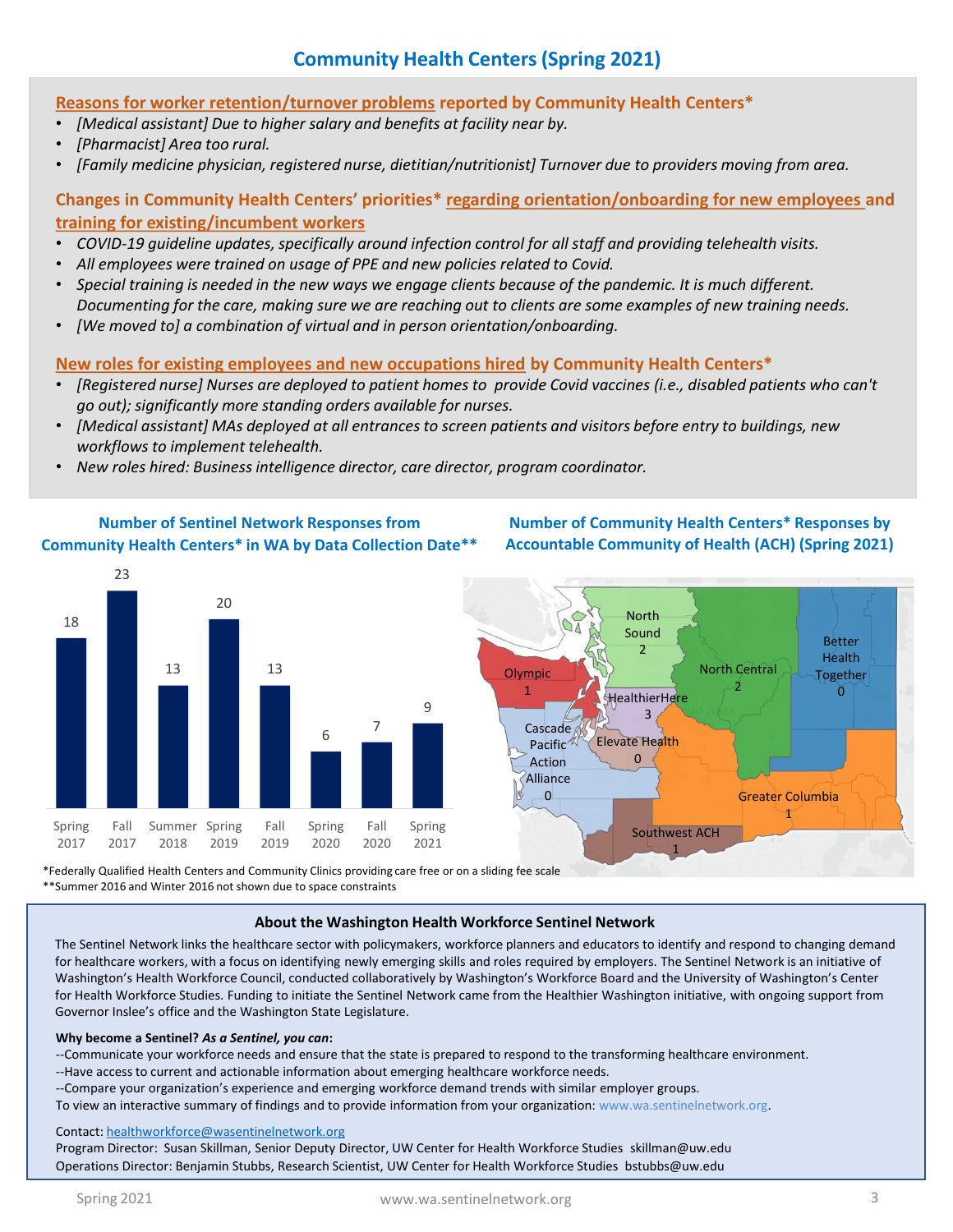## Community Health Centers (Spring 2021)

**Reasons for worker retention/turnover problems reported by Community Health Centers***

- *[Medical assistant] Due to higher salary and benefits at facility near by.*
- *[Pharmacist] Area too rural.*
- *[Family medicine physician, registered nurse, dietitian/nutritionist] Turnover due to providers moving from area.*

**Changes in Community Health Centers' priorities* regarding orientation/onboarding for new employees and training for existing/incumbent workers**

- *COVID-19 guideline updates, specifically around infection control for all staff and providing telehealth visits.*
- *All employees were trained on usage of PPE and new policies related to Covid.*
- *Special training is needed in the new ways we engage clients because of the pandemic. It is much different. Documenting for the care, making sure we are reaching out to clients are some examples of new training needs.*
- *[We moved to] a combination of virtual and in person orientation/onboarding.*

**New roles for existing employees and new occupations hired by Community Health Centers***

- *[Registered nurse] Nurses are deployed to patient homes to provide Covid vaccines (i.e., disabled patients who can't go out); significantly more standing orders available for nurses.*
- *[Medical assistant] MAs deployed at all entrances to screen patients and visitors before entry to buildings, new workflows to implement telehealth.*
- *New roles hired: Business intelligence director, care director, program coordinator.*

**Number of Sentinel Network Responses from Community Health Centers* in WA by Data Collection Date****

18
Spring 2017

23
Fall 2017

13
Summer 2018

20
Spring 2019

13
Fall 2019

6
Spring 2020

7
Fall 2020

9
Spring 2021

**Number of Community Health Centers* Responses by Accountable Community of Health (ACH) (Spring 2021)**

North Sound 2
Olympic 1
North Central 2
Better Health Together 0
HealthierHere 3
Cascade Pacific Action Alliance 0
Elevate Health 0
Greater Columbia 1
Southwest ACH 1

*Federally Qualified Health Centers and Community Clinics providing care free or on a sliding fee scale
**Summer 2016 and Winter 2016 not shown due to space constraints

### About the Washington Health Workforce Sentinel Network

The Sentinel Network links the healthcare sector with policymakers, workforce planners and educators to identify and respond to changing demand for healthcare workers, with a focus on identifying newly emerging skills and roles required by employers. The Sentinel Network is an initiative of Washington's Health Workforce Council, conducted collaboratively by Washington's Workforce Board and the University of Washington's Center for Health Workforce Studies. Funding to initiate the Sentinel Network came from the Healthier Washington initiative, with ongoing support from Governor Inslee's office and the Washington State Legislature.

**Why become a Sentinel?** ***As a Sentinel, you can*****:**

--Communicate your workforce needs and ensure that the state is prepared to respond to the transforming healthcare environment.
--Have access to current and actionable information about emerging healthcare workforce needs.
--Compare your organization's experience and emerging workforce demand trends with similar employer groups.
To view an interactive summary of findings and to provide information from your organization: www.wa.sentinelnetwork.org.

Contact: healthworkforce@wasentinelnetwork.org
Program Director: Susan Skillman, Senior Deputy Director, UW Center for Health Workforce Studies skillman@uw.edu
Operations Director: Benjamin Stubbs, Research Scientist, UW Center for Health Workforce Studies bstubbs@uw.edu